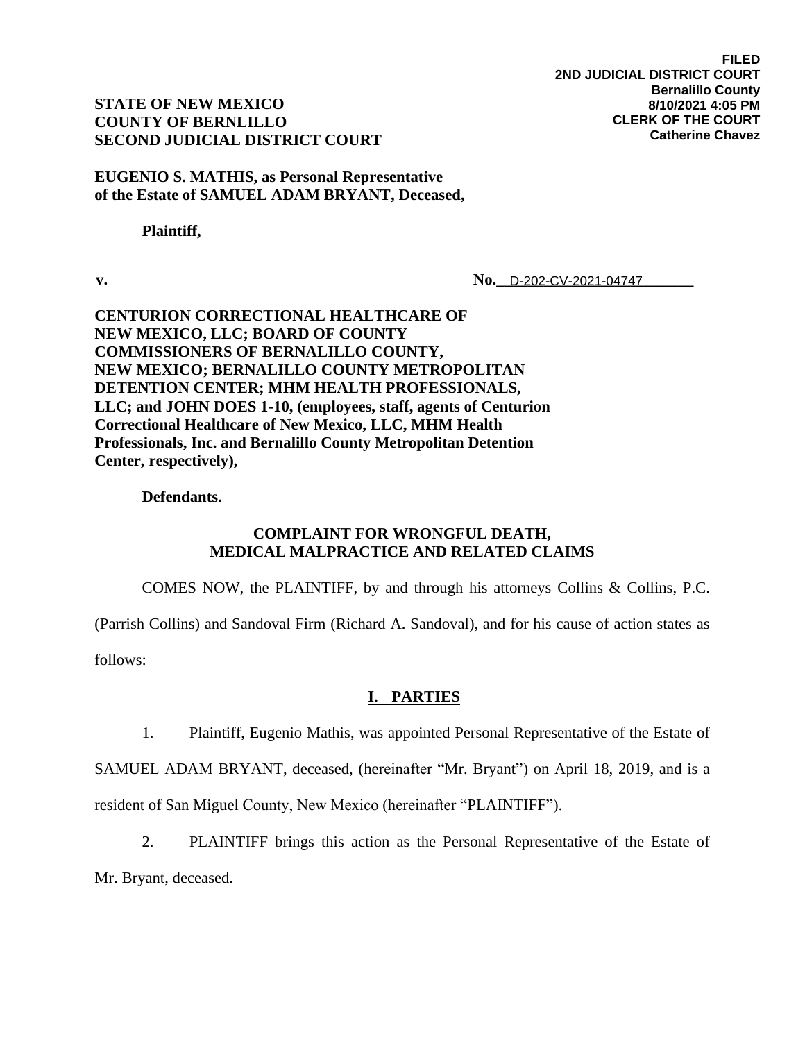**FILED**
**2ND JUDICIAL DISTRICT COURT**
**Bernalillo County**
**8/10/2021 4:05 PM**
**CLERK OF THE COURT**
**Catherine Chavez**

**STATE OF NEW MEXICO**
**COUNTY OF BERNLILLO**
**SECOND JUDICIAL DISTRICT COURT**

**EUGENIO S. MATHIS, as Personal Representative of the Estate of SAMUEL ADAM BRYANT, Deceased,**

**Plaintiff,**

**v.** **No.** D-202-CV-2021-04747

**CENTURION CORRECTIONAL HEALTHCARE OF NEW MEXICO, LLC; BOARD OF COUNTY COMMISSIONERS OF BERNALILLO COUNTY, NEW MEXICO; BERNALILLO COUNTY METROPOLITAN DETENTION CENTER; MHM HEALTH PROFESSIONALS, LLC; and JOHN DOES 1-10, (employees, staff, agents of Centurion Correctional Healthcare of New Mexico, LLC, MHM Health Professionals, Inc. and Bernalillo County Metropolitan Detention Center, respectively),**

**Defendants.**

## COMPLAINT FOR WRONGFUL DEATH, MEDICAL MALPRACTICE AND RELATED CLAIMS

COMES NOW, the PLAINTIFF, by and through his attorneys Collins & Collins, P.C. (Parrish Collins) and Sandoval Firm (Richard A. Sandoval), and for his cause of action states as follows:

## I. PARTIES

1. Plaintiff, Eugenio Mathis, was appointed Personal Representative of the Estate of SAMUEL ADAM BRYANT, deceased, (hereinafter "Mr. Bryant") on April 18, 2019, and is a resident of San Miguel County, New Mexico (hereinafter "PLAINTIFF").

2. PLAINTIFF brings this action as the Personal Representative of the Estate of Mr. Bryant, deceased.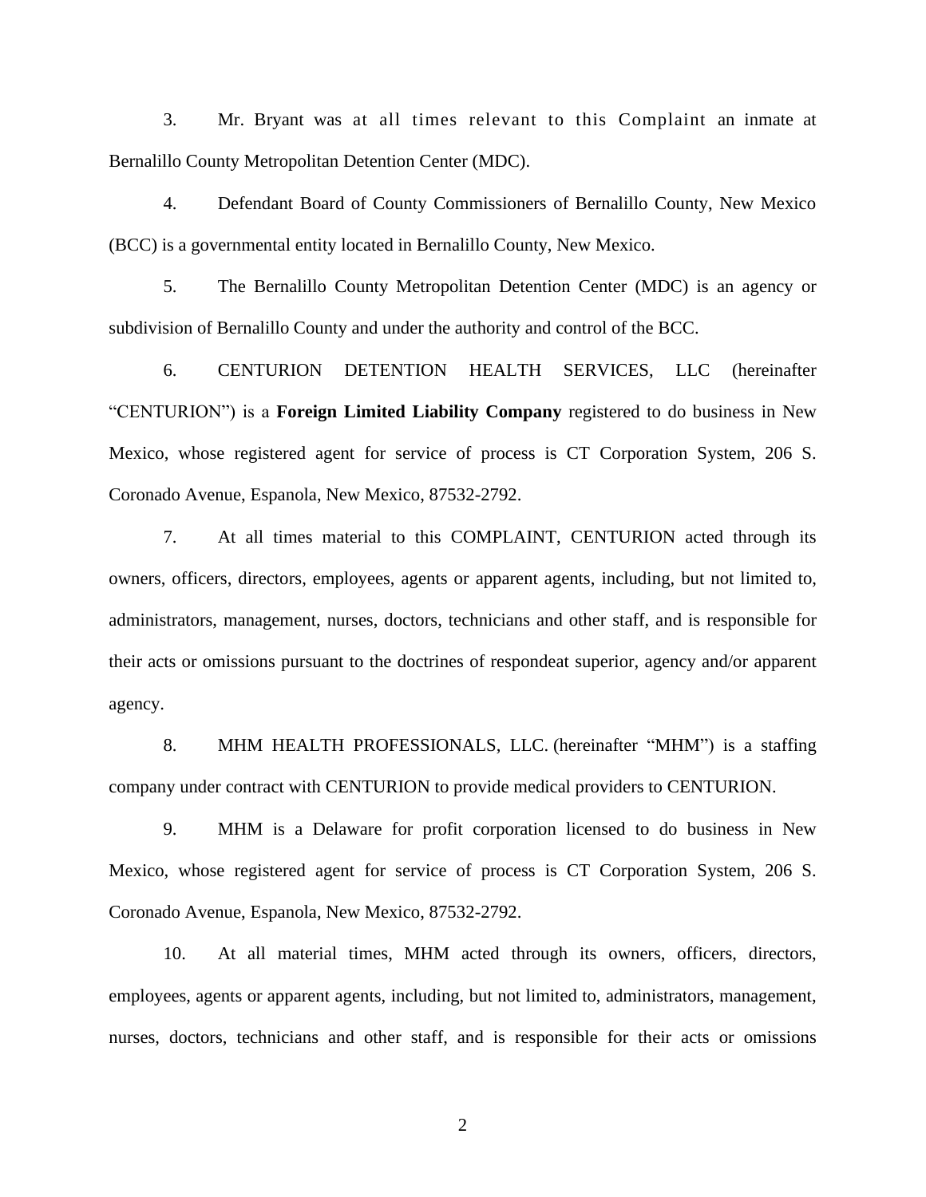3. Mr. Bryant was at all times relevant to this Complaint an inmate at Bernalillo County Metropolitan Detention Center (MDC).

4. Defendant Board of County Commissioners of Bernalillo County, New Mexico (BCC) is a governmental entity located in Bernalillo County, New Mexico.

5. The Bernalillo County Metropolitan Detention Center (MDC) is an agency or subdivision of Bernalillo County and under the authority and control of the BCC.

6. CENTURION DETENTION HEALTH SERVICES, LLC (hereinafter "CENTURION") is a **Foreign Limited Liability Company** registered to do business in New Mexico, whose registered agent for service of process is CT Corporation System, 206 S. Coronado Avenue, Espanola, New Mexico, 87532-2792.

7. At all times material to this COMPLAINT, CENTURION acted through its owners, officers, directors, employees, agents or apparent agents, including, but not limited to, administrators, management, nurses, doctors, technicians and other staff, and is responsible for their acts or omissions pursuant to the doctrines of respondeat superior, agency and/or apparent agency.

8. MHM HEALTH PROFESSIONALS, LLC. (hereinafter "MHM") is a staffing company under contract with CENTURION to provide medical providers to CENTURION.

9. MHM is a Delaware for profit corporation licensed to do business in New Mexico, whose registered agent for service of process is CT Corporation System, 206 S. Coronado Avenue, Espanola, New Mexico, 87532-2792.

10. At all material times, MHM acted through its owners, officers, directors, employees, agents or apparent agents, including, but not limited to, administrators, management, nurses, doctors, technicians and other staff, and is responsible for their acts or omissions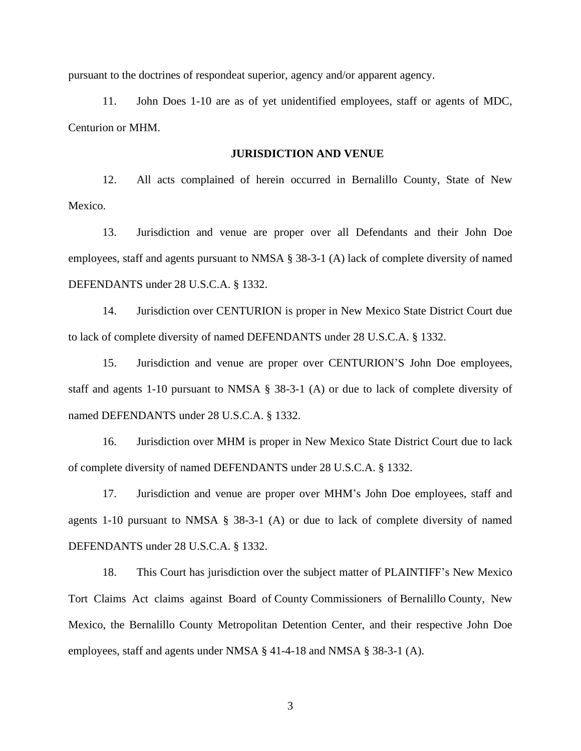pursuant to the doctrines of respondeat superior, agency and/or apparent agency.

11. John Does 1-10 are as of yet unidentified employees, staff or agents of MDC, Centurion or MHM.

## JURISDICTION AND VENUE

12. All acts complained of herein occurred in Bernalillo County, State of New Mexico.

13. Jurisdiction and venue are proper over all Defendants and their John Doe employees, staff and agents pursuant to NMSA § 38-3-1 (A) lack of complete diversity of named DEFENDANTS under 28 U.S.C.A. § 1332.

14. Jurisdiction over CENTURION is proper in New Mexico State District Court due to lack of complete diversity of named DEFENDANTS under 28 U.S.C.A. § 1332.

15. Jurisdiction and venue are proper over CENTURION'S John Doe employees, staff and agents 1-10 pursuant to NMSA § 38-3-1 (A) or due to lack of complete diversity of named DEFENDANTS under 28 U.S.C.A. § 1332.

16. Jurisdiction over MHM is proper in New Mexico State District Court due to lack of complete diversity of named DEFENDANTS under 28 U.S.C.A. § 1332.

17. Jurisdiction and venue are proper over MHM's John Doe employees, staff and agents 1-10 pursuant to NMSA § 38-3-1 (A) or due to lack of complete diversity of named DEFENDANTS under 28 U.S.C.A. § 1332.

18. This Court has jurisdiction over the subject matter of PLAINTIFF's New Mexico Tort Claims Act claims against Board of County Commissioners of Bernalillo County, New Mexico, the Bernalillo County Metropolitan Detention Center, and their respective John Doe employees, staff and agents under NMSA § 41-4-18 and NMSA § 38-3-1 (A).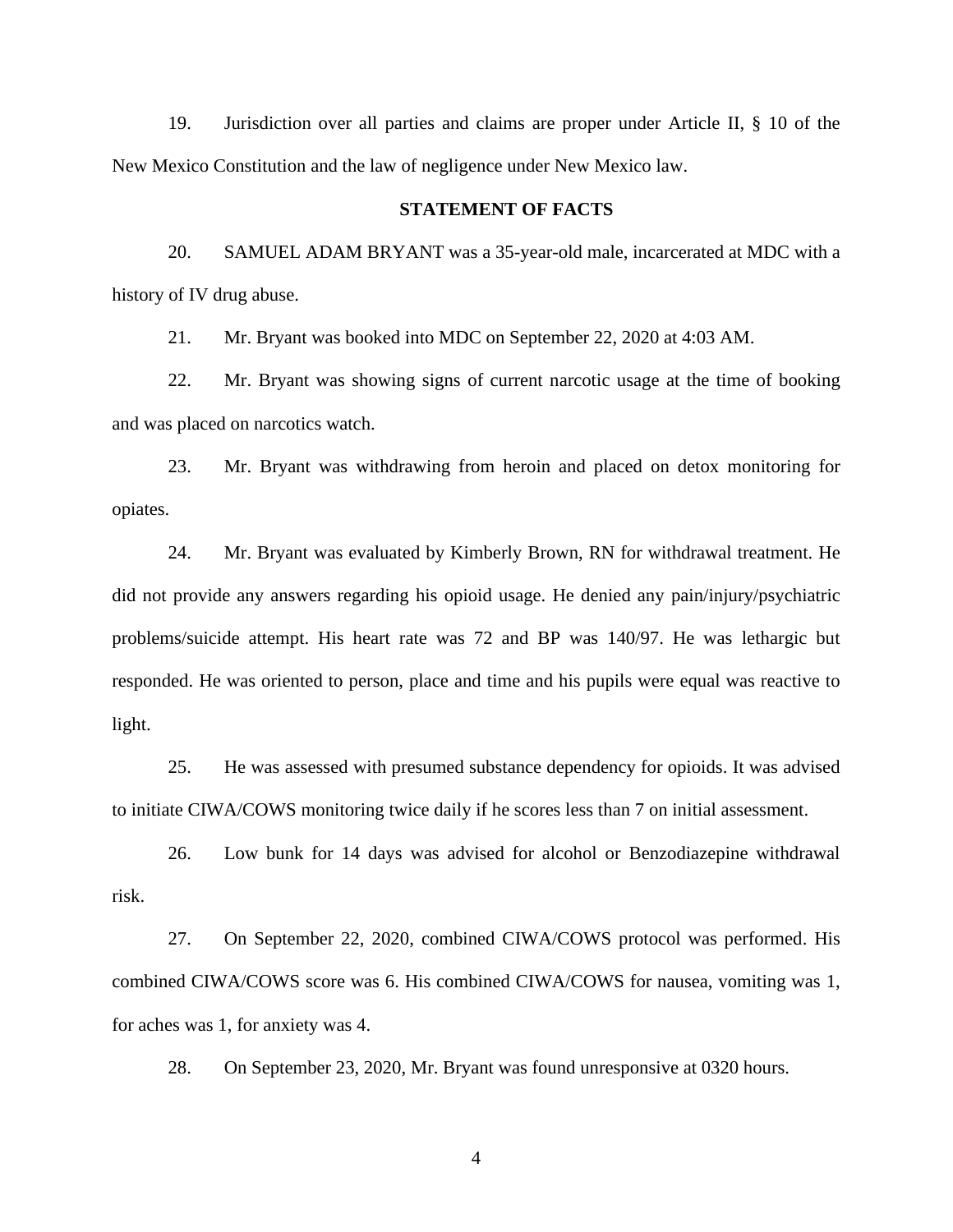19. Jurisdiction over all parties and claims are proper under Article II, § 10 of the New Mexico Constitution and the law of negligence under New Mexico law.

**STATEMENT OF FACTS**

20. SAMUEL ADAM BRYANT was a 35-year-old male, incarcerated at MDC with a history of IV drug abuse.

21. Mr. Bryant was booked into MDC on September 22, 2020 at 4:03 AM.

22. Mr. Bryant was showing signs of current narcotic usage at the time of booking and was placed on narcotics watch.

23. Mr. Bryant was withdrawing from heroin and placed on detox monitoring for opiates.

24. Mr. Bryant was evaluated by Kimberly Brown, RN for withdrawal treatment. He did not provide any answers regarding his opioid usage. He denied any pain/injury/psychiatric problems/suicide attempt. His heart rate was 72 and BP was 140/97. He was lethargic but responded. He was oriented to person, place and time and his pupils were equal was reactive to light.

25. He was assessed with presumed substance dependency for opioids. It was advised to initiate CIWA/COWS monitoring twice daily if he scores less than 7 on initial assessment.

26. Low bunk for 14 days was advised for alcohol or Benzodiazepine withdrawal risk.

27. On September 22, 2020, combined CIWA/COWS protocol was performed. His combined CIWA/COWS score was 6. His combined CIWA/COWS for nausea, vomiting was 1, for aches was 1, for anxiety was 4.

28. On September 23, 2020, Mr. Bryant was found unresponsive at 0320 hours.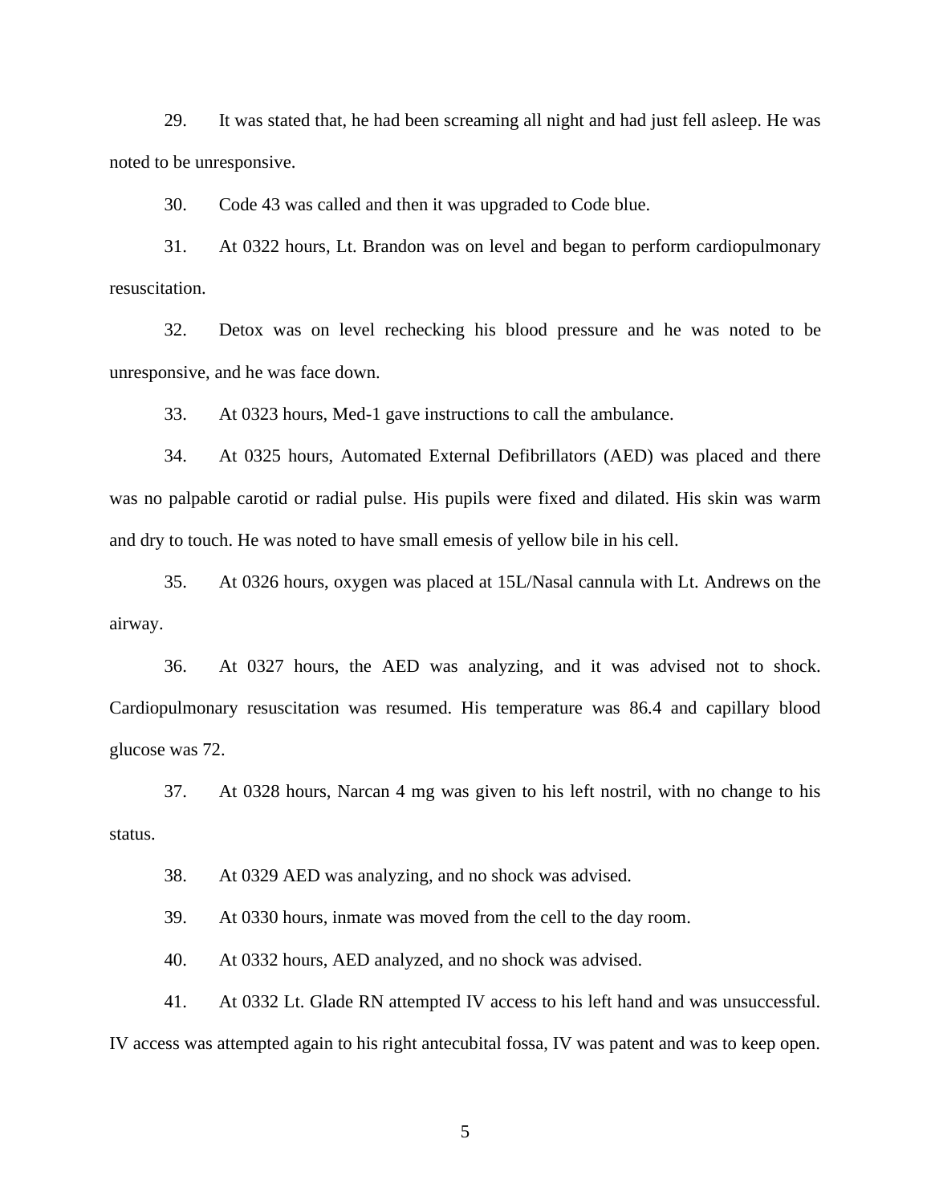29. It was stated that, he had been screaming all night and had just fell asleep. He was noted to be unresponsive.

30. Code 43 was called and then it was upgraded to Code blue.

31. At 0322 hours, Lt. Brandon was on level and began to perform cardiopulmonary resuscitation.

32. Detox was on level rechecking his blood pressure and he was noted to be unresponsive, and he was face down.

33. At 0323 hours, Med-1 gave instructions to call the ambulance.

34. At 0325 hours, Automated External Defibrillators (AED) was placed and there was no palpable carotid or radial pulse. His pupils were fixed and dilated. His skin was warm and dry to touch. He was noted to have small emesis of yellow bile in his cell.

35. At 0326 hours, oxygen was placed at 15L/Nasal cannula with Lt. Andrews on the airway.

36. At 0327 hours, the AED was analyzing, and it was advised not to shock. Cardiopulmonary resuscitation was resumed. His temperature was 86.4 and capillary blood glucose was 72.

37. At 0328 hours, Narcan 4 mg was given to his left nostril, with no change to his status.

38. At 0329 AED was analyzing, and no shock was advised.

39. At 0330 hours, inmate was moved from the cell to the day room.

40. At 0332 hours, AED analyzed, and no shock was advised.

41. At 0332 Lt. Glade RN attempted IV access to his left hand and was unsuccessful. IV access was attempted again to his right antecubital fossa, IV was patent and was to keep open.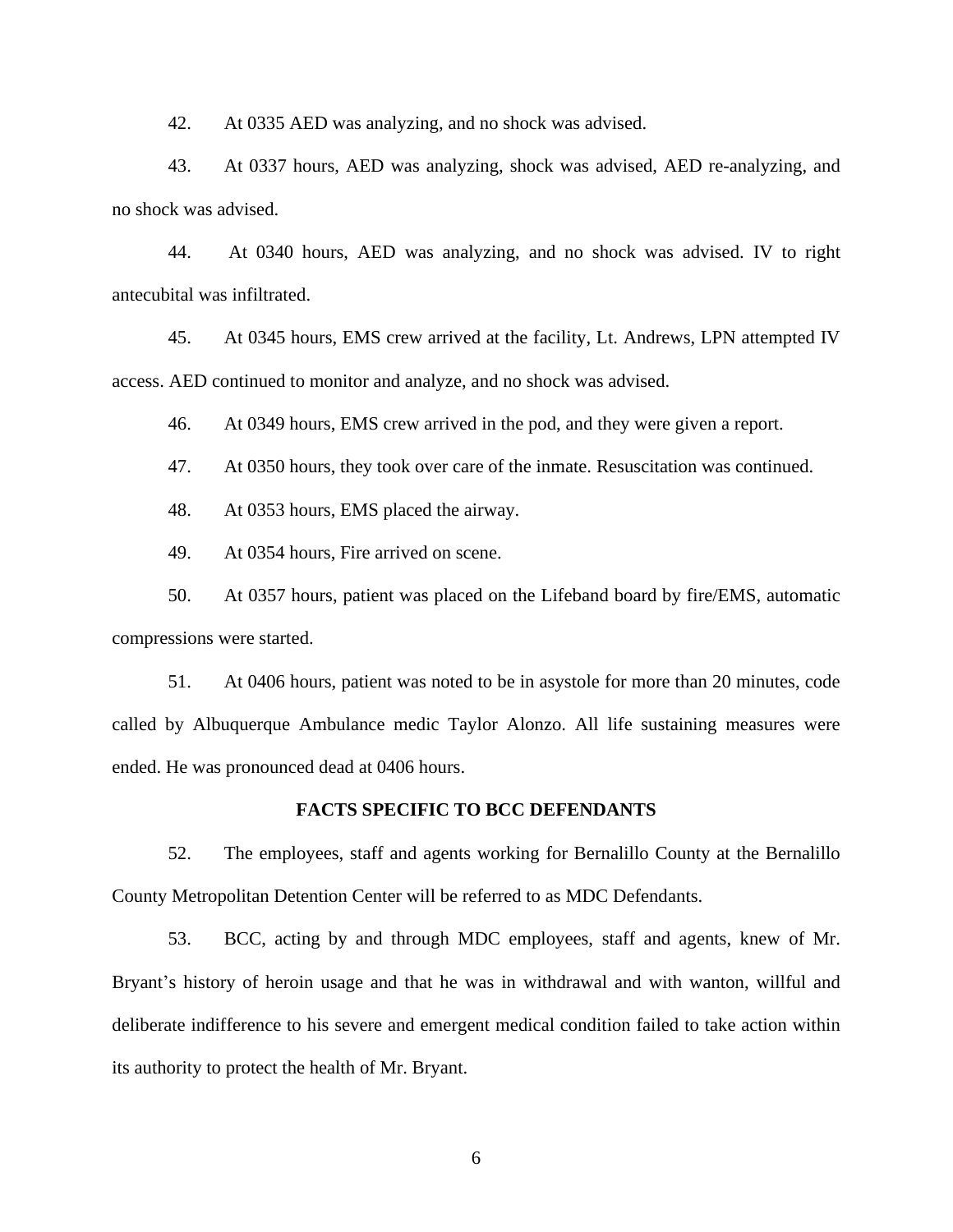42. At 0335 AED was analyzing, and no shock was advised.

43. At 0337 hours, AED was analyzing, shock was advised, AED re-analyzing, and no shock was advised.

44. At 0340 hours, AED was analyzing, and no shock was advised. IV to right antecubital was infiltrated.

45. At 0345 hours, EMS crew arrived at the facility, Lt. Andrews, LPN attempted IV access. AED continued to monitor and analyze, and no shock was advised.

46. At 0349 hours, EMS crew arrived in the pod, and they were given a report.

47. At 0350 hours, they took over care of the inmate. Resuscitation was continued.

48. At 0353 hours, EMS placed the airway.

49. At 0354 hours, Fire arrived on scene.

50. At 0357 hours, patient was placed on the Lifeband board by fire/EMS, automatic compressions were started.

51. At 0406 hours, patient was noted to be in asystole for more than 20 minutes, code called by Albuquerque Ambulance medic Taylor Alonzo. All life sustaining measures were ended. He was pronounced dead at 0406 hours.

## FACTS SPECIFIC TO BCC DEFENDANTS

52. The employees, staff and agents working for Bernalillo County at the Bernalillo County Metropolitan Detention Center will be referred to as MDC Defendants.

53. BCC, acting by and through MDC employees, staff and agents, knew of Mr. Bryant's history of heroin usage and that he was in withdrawal and with wanton, willful and deliberate indifference to his severe and emergent medical condition failed to take action within its authority to protect the health of Mr. Bryant.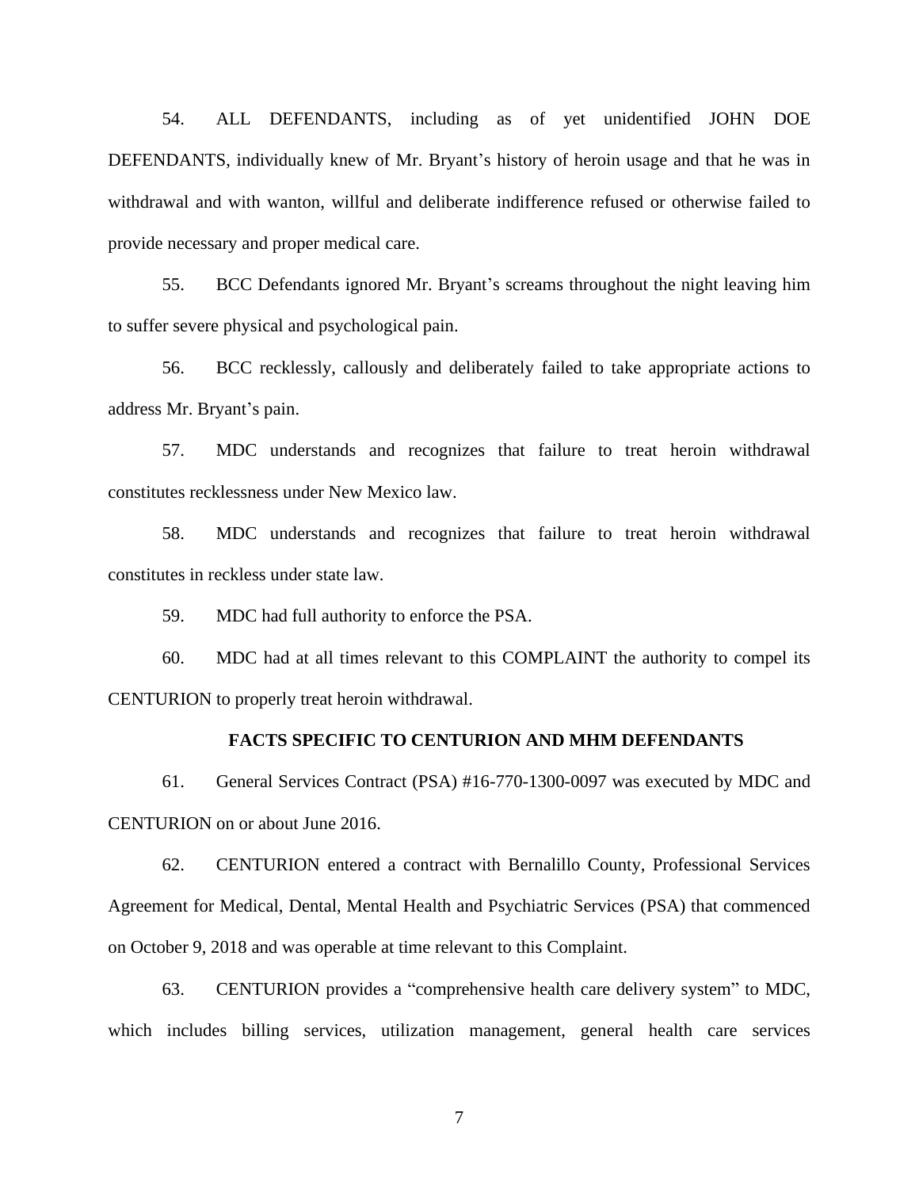54. ALL DEFENDANTS, including as of yet unidentified JOHN DOE DEFENDANTS, individually knew of Mr. Bryant's history of heroin usage and that he was in withdrawal and with wanton, willful and deliberate indifference refused or otherwise failed to provide necessary and proper medical care.

55. BCC Defendants ignored Mr. Bryant's screams throughout the night leaving him to suffer severe physical and psychological pain.

56. BCC recklessly, callously and deliberately failed to take appropriate actions to address Mr. Bryant's pain.

57. MDC understands and recognizes that failure to treat heroin withdrawal constitutes recklessness under New Mexico law.

58. MDC understands and recognizes that failure to treat heroin withdrawal constitutes in reckless under state law.

59. MDC had full authority to enforce the PSA.

60. MDC had at all times relevant to this COMPLAINT the authority to compel its CENTURION to properly treat heroin withdrawal.

**FACTS SPECIFIC TO CENTURION AND MHM DEFENDANTS**

61. General Services Contract (PSA) #16-770-1300-0097 was executed by MDC and CENTURION on or about June 2016.

62. CENTURION entered a contract with Bernalillo County, Professional Services Agreement for Medical, Dental, Mental Health and Psychiatric Services (PSA) that commenced on October 9, 2018 and was operable at time relevant to this Complaint.

63. CENTURION provides a "comprehensive health care delivery system" to MDC, which includes billing services, utilization management, general health care services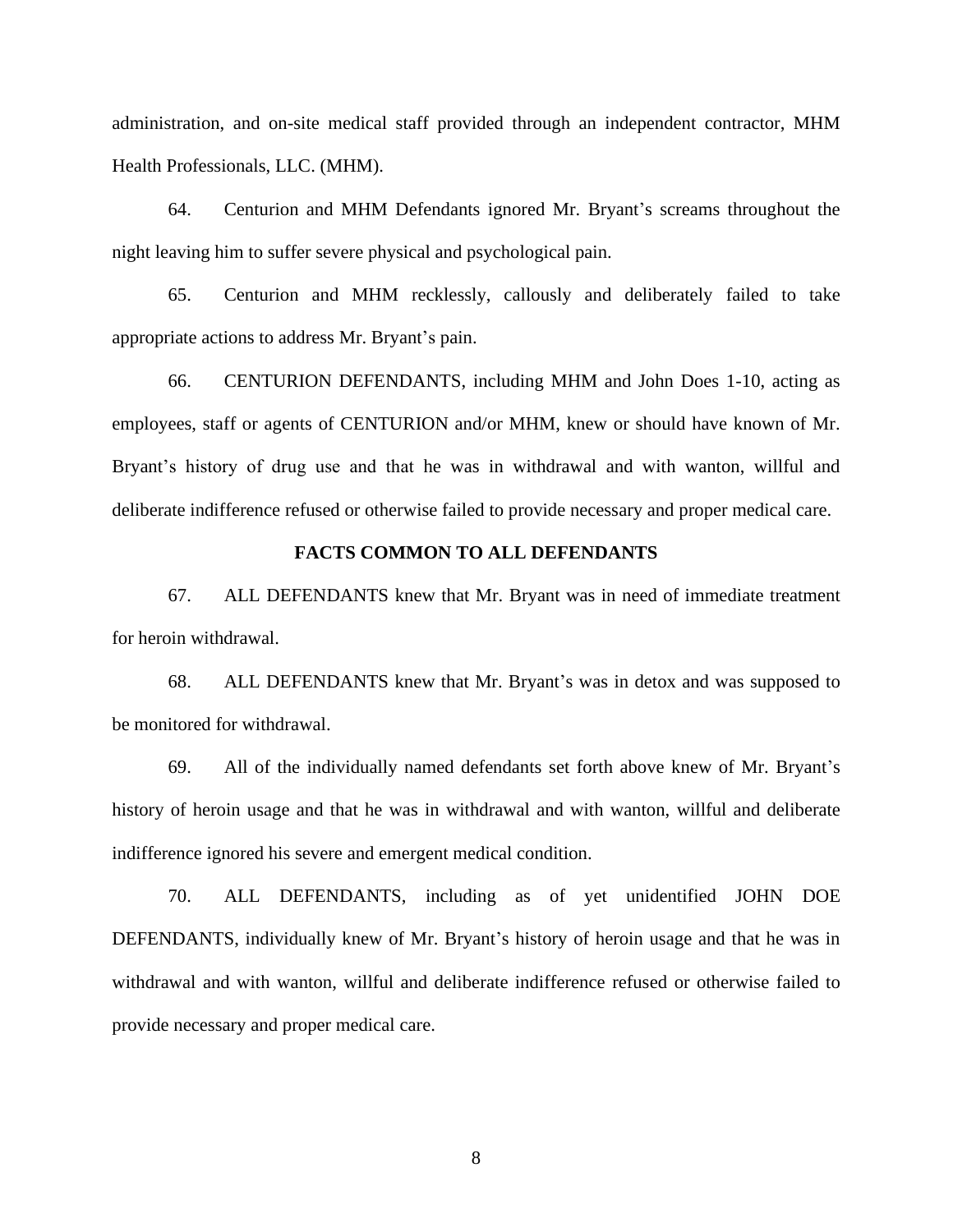administration, and on-site medical staff provided through an independent contractor, MHM Health Professionals, LLC. (MHM).

64. Centurion and MHM Defendants ignored Mr. Bryant's screams throughout the night leaving him to suffer severe physical and psychological pain.

65. Centurion and MHM recklessly, callously and deliberately failed to take appropriate actions to address Mr. Bryant's pain.

66. CENTURION DEFENDANTS, including MHM and John Does 1-10, acting as employees, staff or agents of CENTURION and/or MHM, knew or should have known of Mr. Bryant's history of drug use and that he was in withdrawal and with wanton, willful and deliberate indifference refused or otherwise failed to provide necessary and proper medical care.

**FACTS COMMON TO ALL DEFENDANTS**

67. ALL DEFENDANTS knew that Mr. Bryant was in need of immediate treatment for heroin withdrawal.

68. ALL DEFENDANTS knew that Mr. Bryant's was in detox and was supposed to be monitored for withdrawal.

69. All of the individually named defendants set forth above knew of Mr. Bryant's history of heroin usage and that he was in withdrawal and with wanton, willful and deliberate indifference ignored his severe and emergent medical condition.

70. ALL DEFENDANTS, including as of yet unidentified JOHN DOE DEFENDANTS, individually knew of Mr. Bryant's history of heroin usage and that he was in withdrawal and with wanton, willful and deliberate indifference refused or otherwise failed to provide necessary and proper medical care.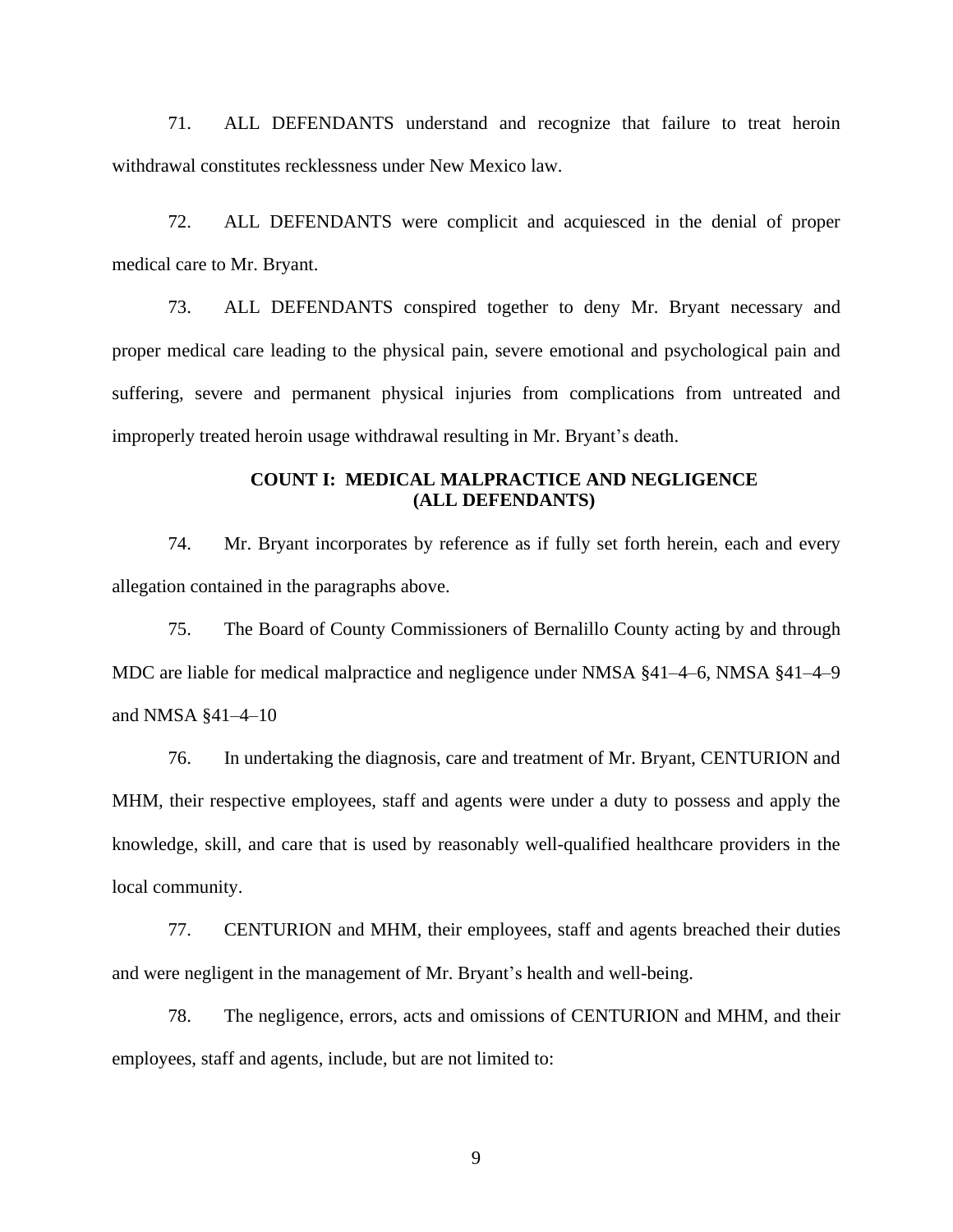71. ALL DEFENDANTS understand and recognize that failure to treat heroin withdrawal constitutes recklessness under New Mexico law.

72. ALL DEFENDANTS were complicit and acquiesced in the denial of proper medical care to Mr. Bryant.

73. ALL DEFENDANTS conspired together to deny Mr. Bryant necessary and proper medical care leading to the physical pain, severe emotional and psychological pain and suffering, severe and permanent physical injuries from complications from untreated and improperly treated heroin usage withdrawal resulting in Mr. Bryant's death.

**COUNT I: MEDICAL MALPRACTICE AND NEGLIGENCE**
**(ALL DEFENDANTS)**

74. Mr. Bryant incorporates by reference as if fully set forth herein, each and every allegation contained in the paragraphs above.

75. The Board of County Commissioners of Bernalillo County acting by and through MDC are liable for medical malpractice and negligence under NMSA §41–4–6, NMSA §41–4–9 and NMSA §41–4–10

76. In undertaking the diagnosis, care and treatment of Mr. Bryant, CENTURION and MHM, their respective employees, staff and agents were under a duty to possess and apply the knowledge, skill, and care that is used by reasonably well-qualified healthcare providers in the local community.

77. CENTURION and MHM, their employees, staff and agents breached their duties and were negligent in the management of Mr. Bryant's health and well-being.

78. The negligence, errors, acts and omissions of CENTURION and MHM, and their employees, staff and agents, include, but are not limited to: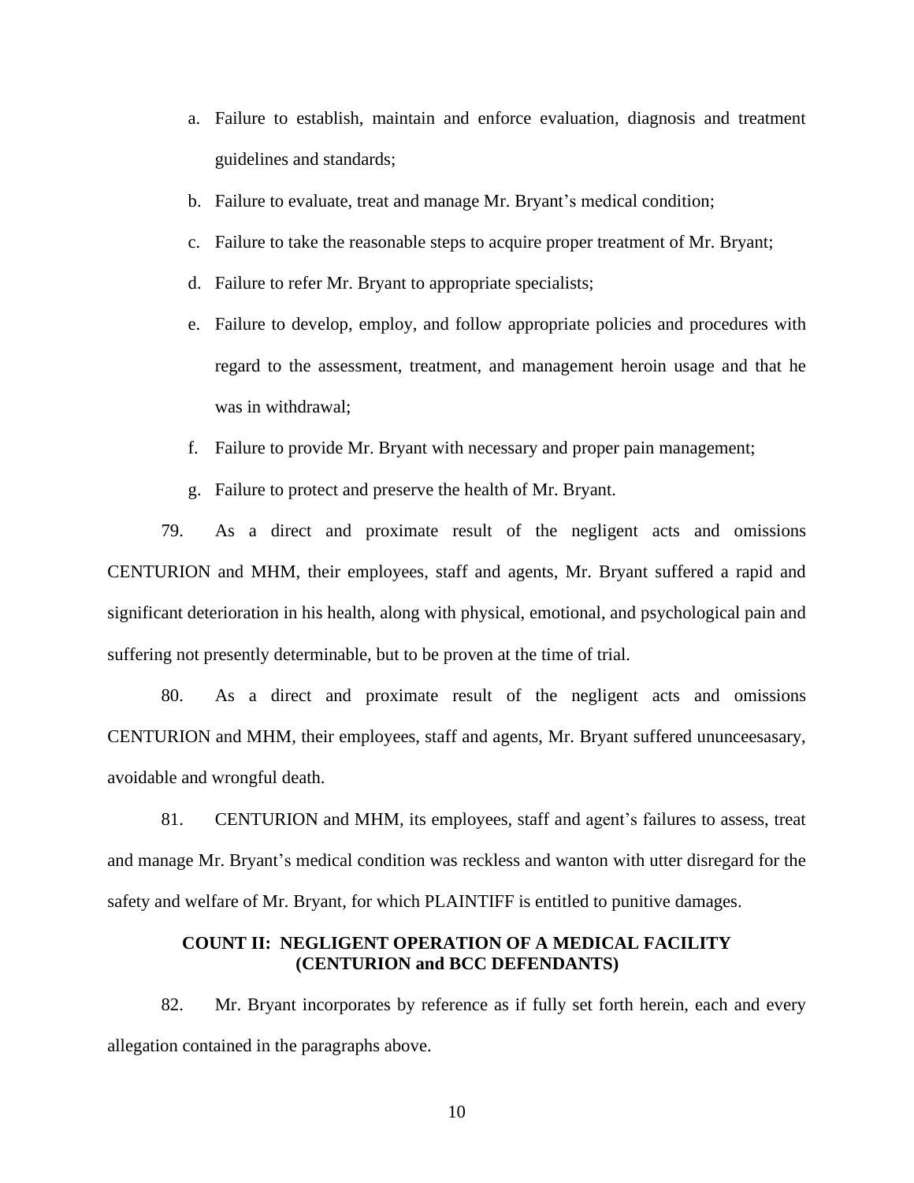a. Failure to establish, maintain and enforce evaluation, diagnosis and treatment guidelines and standards;
b. Failure to evaluate, treat and manage Mr. Bryant's medical condition;
c. Failure to take the reasonable steps to acquire proper treatment of Mr. Bryant;
d. Failure to refer Mr. Bryant to appropriate specialists;
e. Failure to develop, employ, and follow appropriate policies and procedures with regard to the assessment, treatment, and management heroin usage and that he was in withdrawal;
f. Failure to provide Mr. Bryant with necessary and proper pain management;
g. Failure to protect and preserve the health of Mr. Bryant.

79. As a direct and proximate result of the negligent acts and omissions CENTURION and MHM, their employees, staff and agents, Mr. Bryant suffered a rapid and significant deterioration in his health, along with physical, emotional, and psychological pain and suffering not presently determinable, but to be proven at the time of trial.

80. As a direct and proximate result of the negligent acts and omissions CENTURION and MHM, their employees, staff and agents, Mr. Bryant suffered ununceesasary, avoidable and wrongful death.

81. CENTURION and MHM, its employees, staff and agent's failures to assess, treat and manage Mr. Bryant's medical condition was reckless and wanton with utter disregard for the safety and welfare of Mr. Bryant, for which PLAINTIFF is entitled to punitive damages.

**COUNT II: NEGLIGENT OPERATION OF A MEDICAL FACILITY (CENTURION and BCC DEFENDANTS)**

82. Mr. Bryant incorporates by reference as if fully set forth herein, each and every allegation contained in the paragraphs above.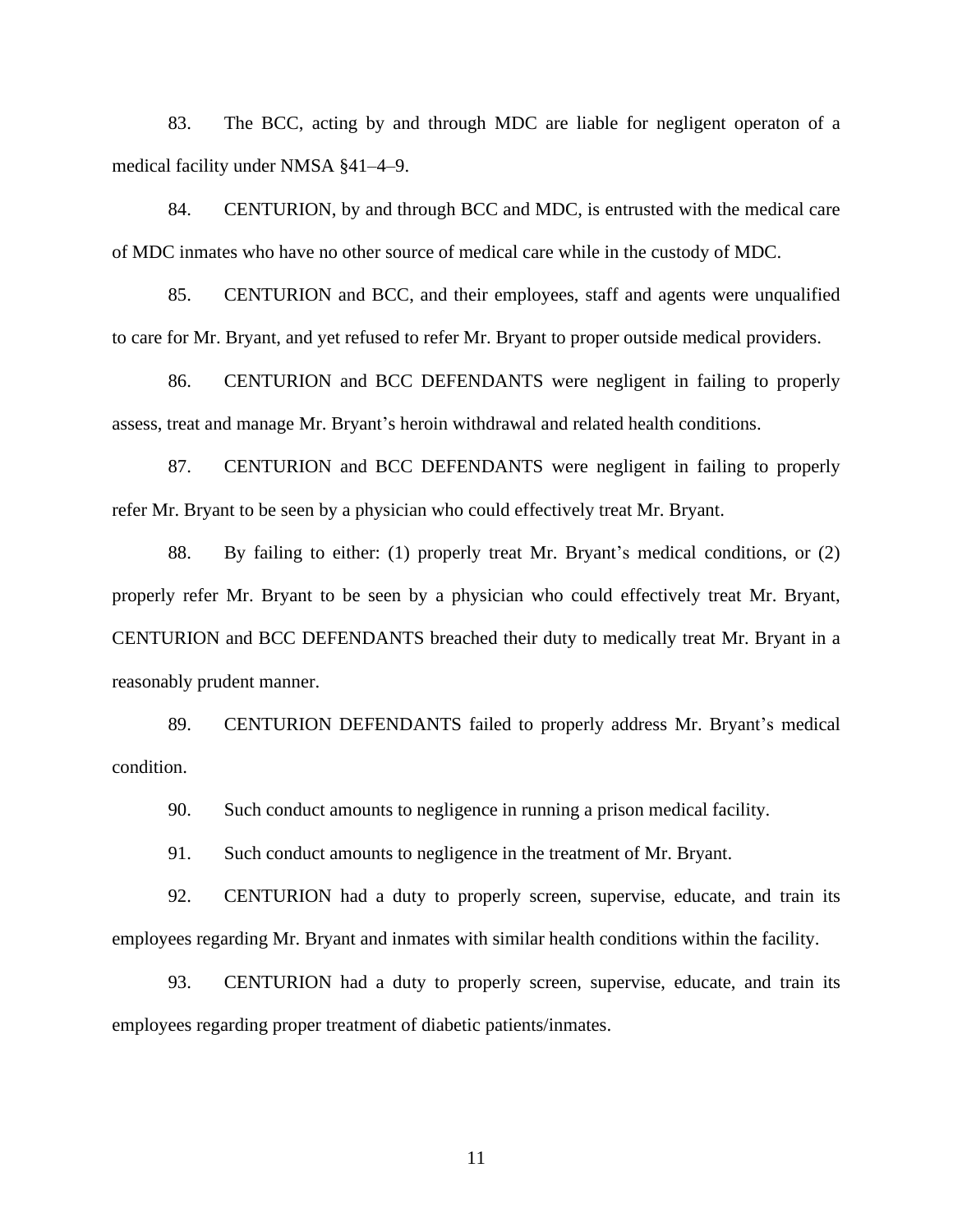83. The BCC, acting by and through MDC are liable for negligent operaton of a medical facility under NMSA §41–4–9.

84. CENTURION, by and through BCC and MDC, is entrusted with the medical care of MDC inmates who have no other source of medical care while in the custody of MDC.

85. CENTURION and BCC, and their employees, staff and agents were unqualified to care for Mr. Bryant, and yet refused to refer Mr. Bryant to proper outside medical providers.

86. CENTURION and BCC DEFENDANTS were negligent in failing to properly assess, treat and manage Mr. Bryant's heroin withdrawal and related health conditions.

87. CENTURION and BCC DEFENDANTS were negligent in failing to properly refer Mr. Bryant to be seen by a physician who could effectively treat Mr. Bryant.

88. By failing to either: (1) properly treat Mr. Bryant's medical conditions, or (2) properly refer Mr. Bryant to be seen by a physician who could effectively treat Mr. Bryant, CENTURION and BCC DEFENDANTS breached their duty to medically treat Mr. Bryant in a reasonably prudent manner.

89. CENTURION DEFENDANTS failed to properly address Mr. Bryant's medical condition.

90. Such conduct amounts to negligence in running a prison medical facility.

91. Such conduct amounts to negligence in the treatment of Mr. Bryant.

92. CENTURION had a duty to properly screen, supervise, educate, and train its employees regarding Mr. Bryant and inmates with similar health conditions within the facility.

93. CENTURION had a duty to properly screen, supervise, educate, and train its employees regarding proper treatment of diabetic patients/inmates.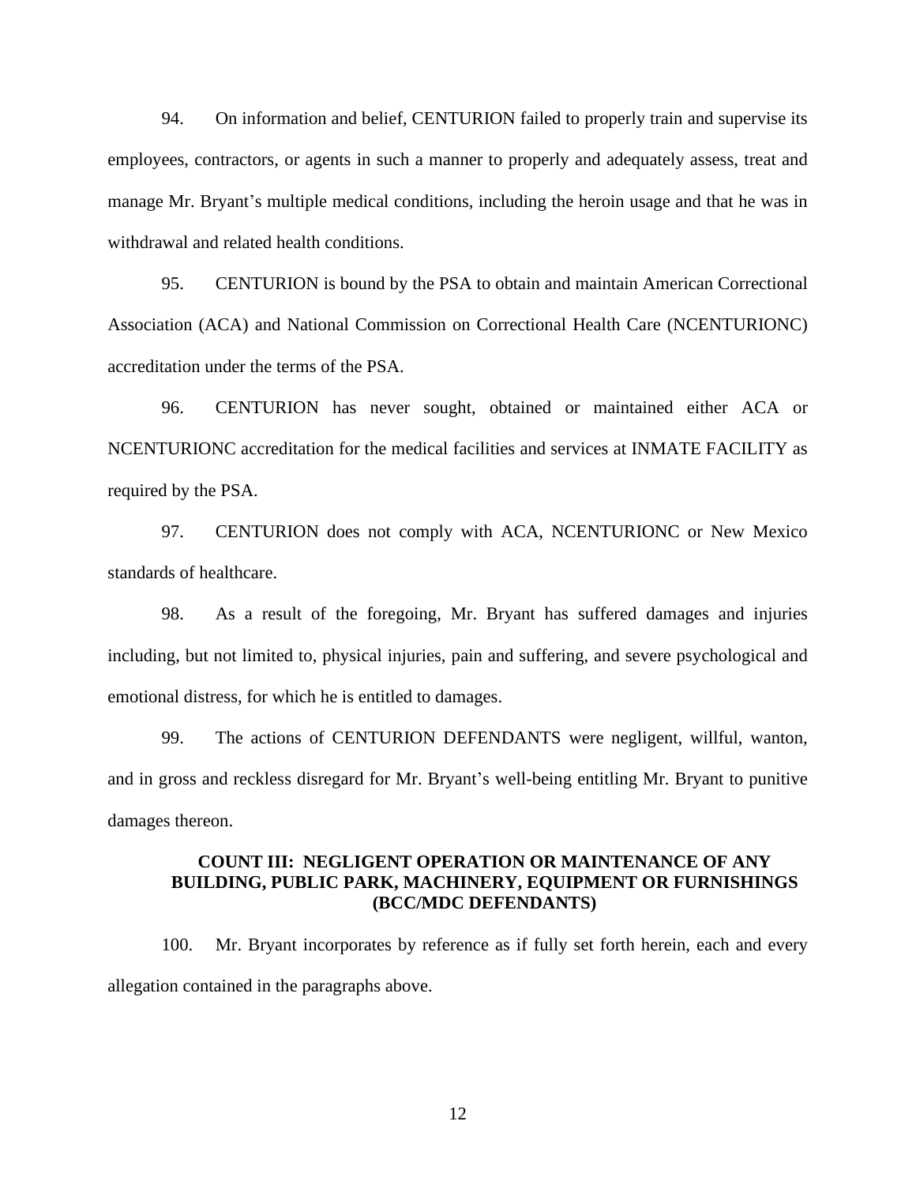94. On information and belief, CENTURION failed to properly train and supervise its employees, contractors, or agents in such a manner to properly and adequately assess, treat and manage Mr. Bryant's multiple medical conditions, including the heroin usage and that he was in withdrawal and related health conditions.

95. CENTURION is bound by the PSA to obtain and maintain American Correctional Association (ACA) and National Commission on Correctional Health Care (NCENTURIONC) accreditation under the terms of the PSA.

96. CENTURION has never sought, obtained or maintained either ACA or NCENTURIONC accreditation for the medical facilities and services at INMATE FACILITY as required by the PSA.

97. CENTURION does not comply with ACA, NCENTURIONC or New Mexico standards of healthcare.

98. As a result of the foregoing, Mr. Bryant has suffered damages and injuries including, but not limited to, physical injuries, pain and suffering, and severe psychological and emotional distress, for which he is entitled to damages.

99. The actions of CENTURION DEFENDANTS were negligent, willful, wanton, and in gross and reckless disregard for Mr. Bryant's well-being entitling Mr. Bryant to punitive damages thereon.

### COUNT III: NEGLIGENT OPERATION OR MAINTENANCE OF ANY BUILDING, PUBLIC PARK, MACHINERY, EQUIPMENT OR FURNISHINGS (BCC/MDC DEFENDANTS)

100. Mr. Bryant incorporates by reference as if fully set forth herein, each and every allegation contained in the paragraphs above.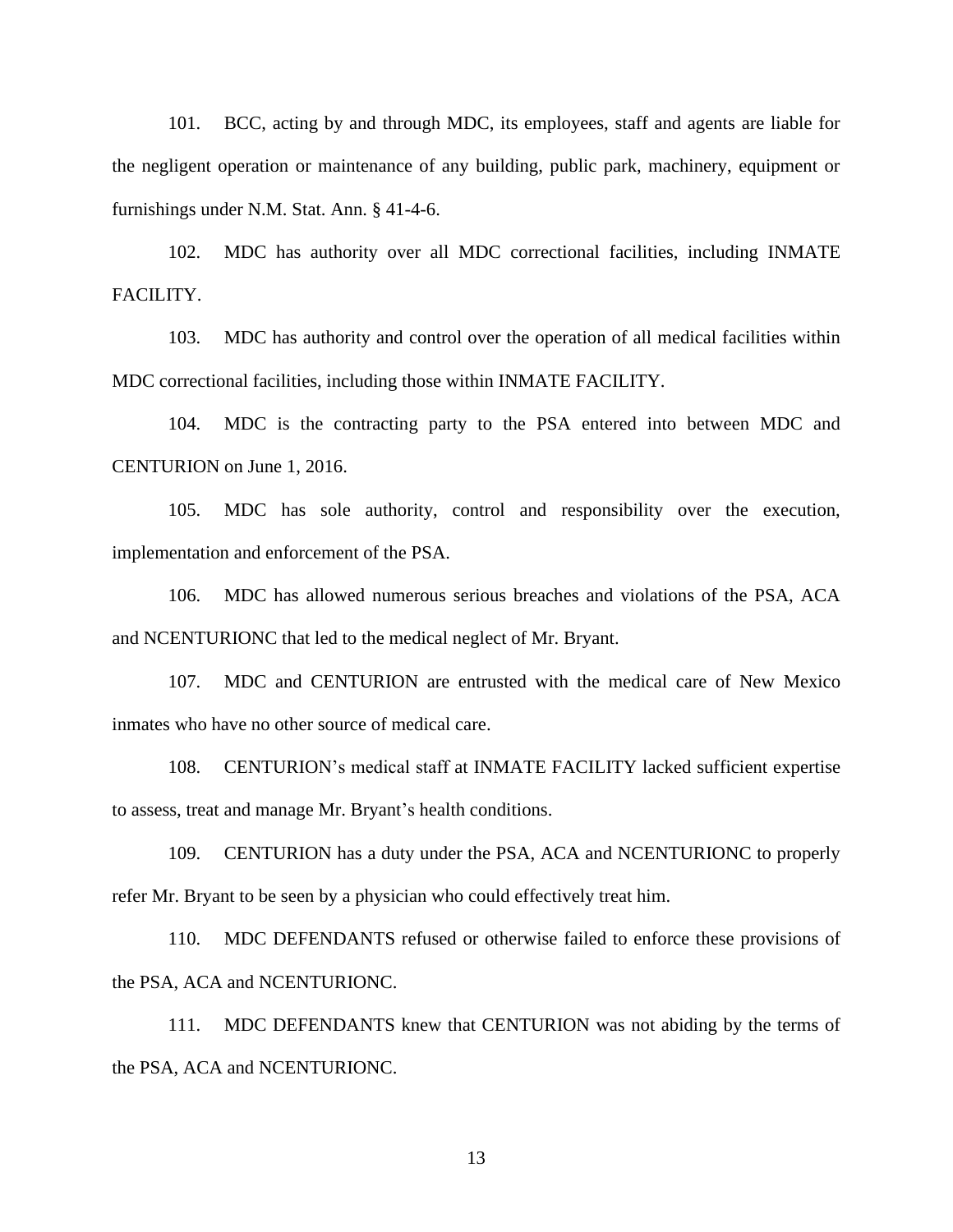101. BCC, acting by and through MDC, its employees, staff and agents are liable for the negligent operation or maintenance of any building, public park, machinery, equipment or furnishings under N.M. Stat. Ann. § 41-4-6.

102. MDC has authority over all MDC correctional facilities, including INMATE FACILITY.

103. MDC has authority and control over the operation of all medical facilities within MDC correctional facilities, including those within INMATE FACILITY.

104. MDC is the contracting party to the PSA entered into between MDC and CENTURION on June 1, 2016.

105. MDC has sole authority, control and responsibility over the execution, implementation and enforcement of the PSA.

106. MDC has allowed numerous serious breaches and violations of the PSA, ACA and NCENTURIONC that led to the medical neglect of Mr. Bryant.

107. MDC and CENTURION are entrusted with the medical care of New Mexico inmates who have no other source of medical care.

108. CENTURION's medical staff at INMATE FACILITY lacked sufficient expertise to assess, treat and manage Mr. Bryant's health conditions.

109. CENTURION has a duty under the PSA, ACA and NCENTURIONC to properly refer Mr. Bryant to be seen by a physician who could effectively treat him.

110. MDC DEFENDANTS refused or otherwise failed to enforce these provisions of the PSA, ACA and NCENTURIONC.

111. MDC DEFENDANTS knew that CENTURION was not abiding by the terms of the PSA, ACA and NCENTURIONC.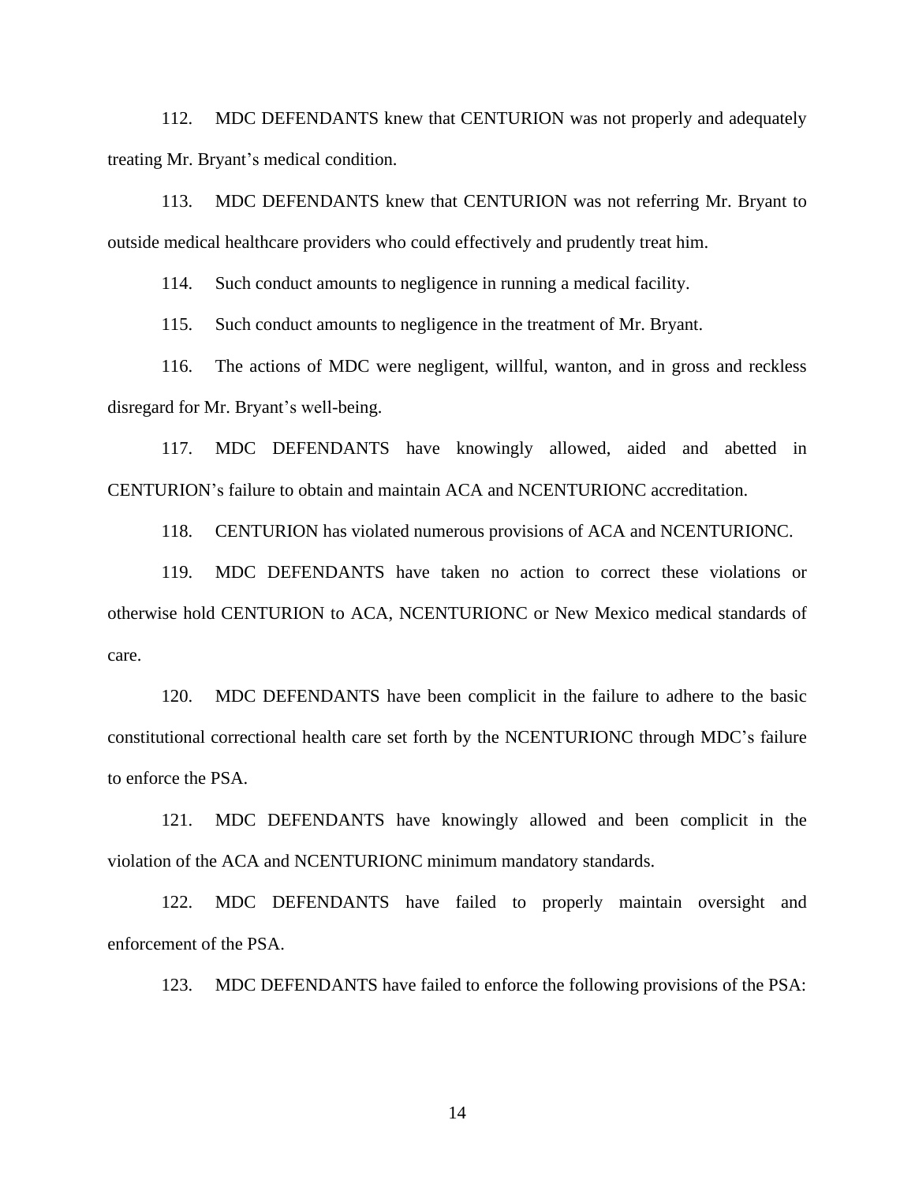112. MDC DEFENDANTS knew that CENTURION was not properly and adequately treating Mr. Bryant's medical condition.

113. MDC DEFENDANTS knew that CENTURION was not referring Mr. Bryant to outside medical healthcare providers who could effectively and prudently treat him.

114. Such conduct amounts to negligence in running a medical facility.

115. Such conduct amounts to negligence in the treatment of Mr. Bryant.

116. The actions of MDC were negligent, willful, wanton, and in gross and reckless disregard for Mr. Bryant's well-being.

117. MDC DEFENDANTS have knowingly allowed, aided and abetted in CENTURION's failure to obtain and maintain ACA and NCENTURIONC accreditation.

118. CENTURION has violated numerous provisions of ACA and NCENTURIONC.

119. MDC DEFENDANTS have taken no action to correct these violations or otherwise hold CENTURION to ACA, NCENTURIONC or New Mexico medical standards of care.

120. MDC DEFENDANTS have been complicit in the failure to adhere to the basic constitutional correctional health care set forth by the NCENTURIONC through MDC's failure to enforce the PSA.

121. MDC DEFENDANTS have knowingly allowed and been complicit in the violation of the ACA and NCENTURIONC minimum mandatory standards.

122. MDC DEFENDANTS have failed to properly maintain oversight and enforcement of the PSA.

123. MDC DEFENDANTS have failed to enforce the following provisions of the PSA: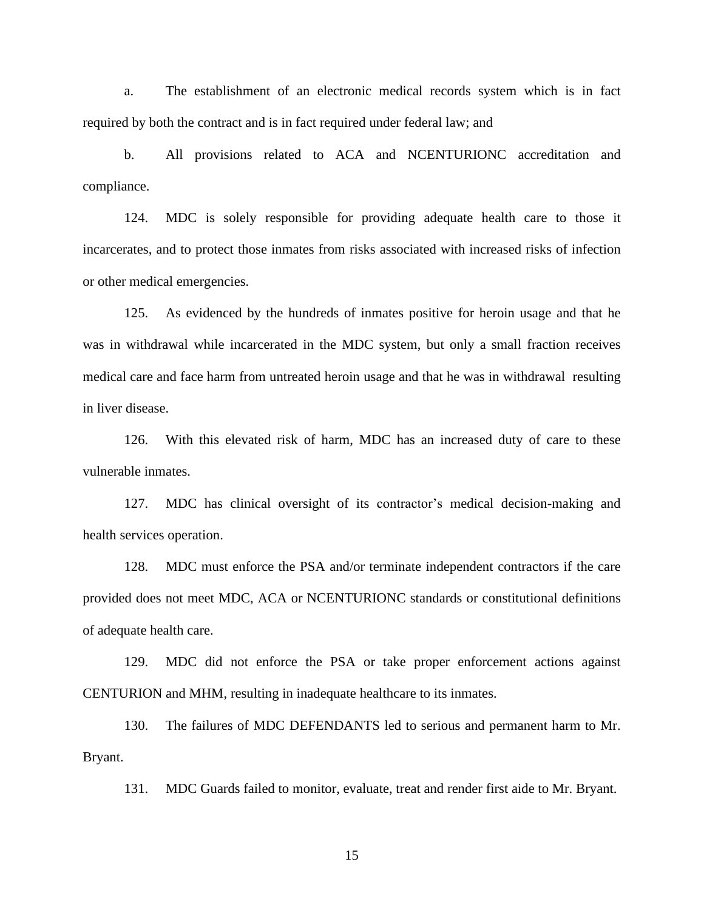a. The establishment of an electronic medical records system which is in fact required by both the contract and is in fact required under federal law; and

b. All provisions related to ACA and NCENTURIONC accreditation and compliance.

124. MDC is solely responsible for providing adequate health care to those it incarcerates, and to protect those inmates from risks associated with increased risks of infection or other medical emergencies.

125. As evidenced by the hundreds of inmates positive for heroin usage and that he was in withdrawal while incarcerated in the MDC system, but only a small fraction receives medical care and face harm from untreated heroin usage and that he was in withdrawal resulting in liver disease.

126. With this elevated risk of harm, MDC has an increased duty of care to these vulnerable inmates.

127. MDC has clinical oversight of its contractor's medical decision-making and health services operation.

128. MDC must enforce the PSA and/or terminate independent contractors if the care provided does not meet MDC, ACA or NCENTURIONC standards or constitutional definitions of adequate health care.

129. MDC did not enforce the PSA or take proper enforcement actions against CENTURION and MHM, resulting in inadequate healthcare to its inmates.

130. The failures of MDC DEFENDANTS led to serious and permanent harm to Mr. Bryant.

131. MDC Guards failed to monitor, evaluate, treat and render first aide to Mr. Bryant.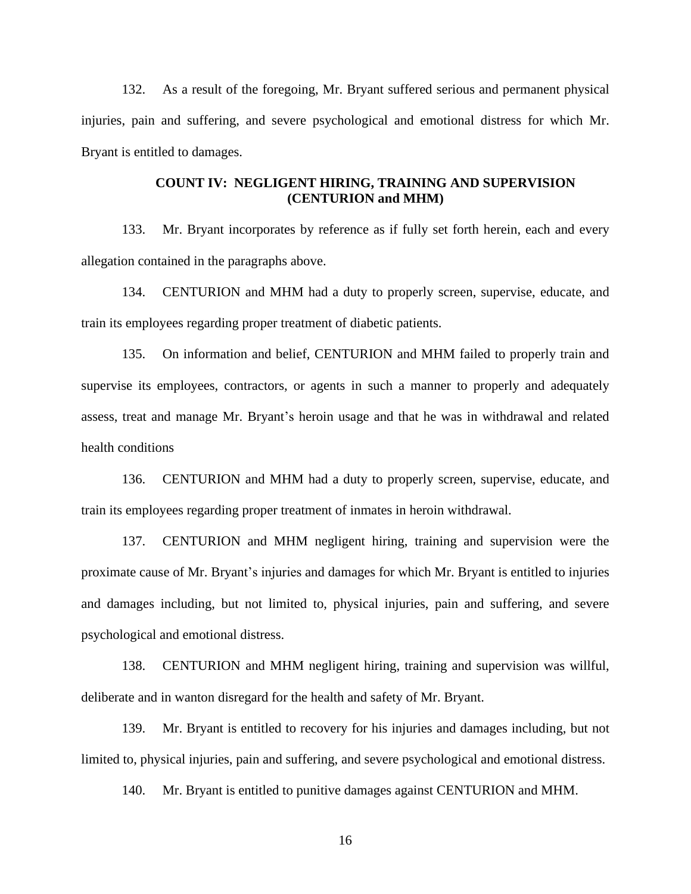132. As a result of the foregoing, Mr. Bryant suffered serious and permanent physical injuries, pain and suffering, and severe psychological and emotional distress for which Mr. Bryant is entitled to damages.

## COUNT IV: NEGLIGENT HIRING, TRAINING AND SUPERVISION (CENTURION and MHM)

133. Mr. Bryant incorporates by reference as if fully set forth herein, each and every allegation contained in the paragraphs above.

134. CENTURION and MHM had a duty to properly screen, supervise, educate, and train its employees regarding proper treatment of diabetic patients.

135. On information and belief, CENTURION and MHM failed to properly train and supervise its employees, contractors, or agents in such a manner to properly and adequately assess, treat and manage Mr. Bryant's heroin usage and that he was in withdrawal and related health conditions

136. CENTURION and MHM had a duty to properly screen, supervise, educate, and train its employees regarding proper treatment of inmates in heroin withdrawal.

137. CENTURION and MHM negligent hiring, training and supervision were the proximate cause of Mr. Bryant's injuries and damages for which Mr. Bryant is entitled to injuries and damages including, but not limited to, physical injuries, pain and suffering, and severe psychological and emotional distress.

138. CENTURION and MHM negligent hiring, training and supervision was willful, deliberate and in wanton disregard for the health and safety of Mr. Bryant.

139. Mr. Bryant is entitled to recovery for his injuries and damages including, but not limited to, physical injuries, pain and suffering, and severe psychological and emotional distress.

140. Mr. Bryant is entitled to punitive damages against CENTURION and MHM.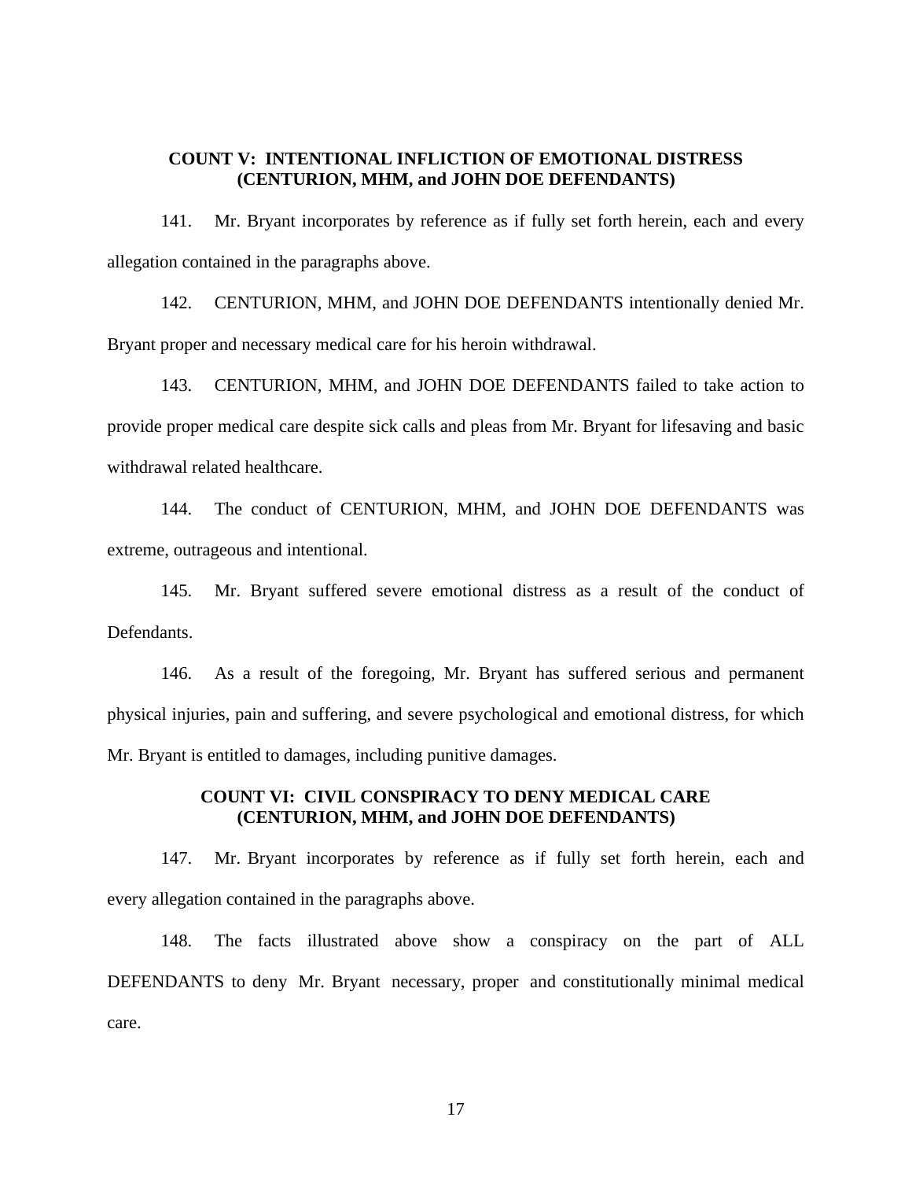**COUNT V: INTENTIONAL INFLICTION OF EMOTIONAL DISTRESS (CENTURION, MHM, and JOHN DOE DEFENDANTS)**

141. Mr. Bryant incorporates by reference as if fully set forth herein, each and every allegation contained in the paragraphs above.

142. CENTURION, MHM, and JOHN DOE DEFENDANTS intentionally denied Mr. Bryant proper and necessary medical care for his heroin withdrawal.

143. CENTURION, MHM, and JOHN DOE DEFENDANTS failed to take action to provide proper medical care despite sick calls and pleas from Mr. Bryant for lifesaving and basic withdrawal related healthcare.

144. The conduct of CENTURION, MHM, and JOHN DOE DEFENDANTS was extreme, outrageous and intentional.

145. Mr. Bryant suffered severe emotional distress as a result of the conduct of Defendants.

146. As a result of the foregoing, Mr. Bryant has suffered serious and permanent physical injuries, pain and suffering, and severe psychological and emotional distress, for which Mr. Bryant is entitled to damages, including punitive damages.

**COUNT VI: CIVIL CONSPIRACY TO DENY MEDICAL CARE (CENTURION, MHM, and JOHN DOE DEFENDANTS)**

147. Mr. Bryant incorporates by reference as if fully set forth herein, each and every allegation contained in the paragraphs above.

148. The facts illustrated above show a conspiracy on the part of ALL DEFENDANTS to deny Mr. Bryant necessary, proper and constitutionally minimal medical care.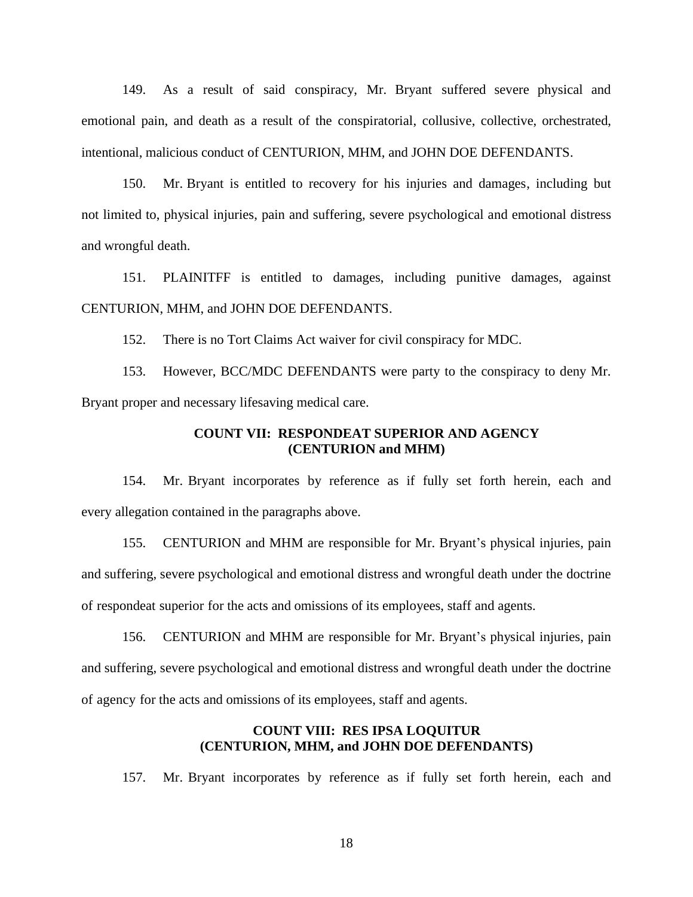149. As a result of said conspiracy, Mr. Bryant suffered severe physical and emotional pain, and death as a result of the conspiratorial, collusive, collective, orchestrated, intentional, malicious conduct of CENTURION, MHM, and JOHN DOE DEFENDANTS.

150. Mr. Bryant is entitled to recovery for his injuries and damages, including but not limited to, physical injuries, pain and suffering, severe psychological and emotional distress and wrongful death.

151. PLAINITFF is entitled to damages, including punitive damages, against CENTURION, MHM, and JOHN DOE DEFENDANTS.

152. There is no Tort Claims Act waiver for civil conspiracy for MDC.

153. However, BCC/MDC DEFENDANTS were party to the conspiracy to deny Mr. Bryant proper and necessary lifesaving medical care.

**COUNT VII: RESPONDEAT SUPERIOR AND AGENCY**
**(CENTURION and MHM)**

154. Mr. Bryant incorporates by reference as if fully set forth herein, each and every allegation contained in the paragraphs above.

155. CENTURION and MHM are responsible for Mr. Bryant's physical injuries, pain and suffering, severe psychological and emotional distress and wrongful death under the doctrine of respondeat superior for the acts and omissions of its employees, staff and agents.

156. CENTURION and MHM are responsible for Mr. Bryant's physical injuries, pain and suffering, severe psychological and emotional distress and wrongful death under the doctrine of agency for the acts and omissions of its employees, staff and agents.

**COUNT VIII: RES IPSA LOQUITUR**
**(CENTURION, MHM, and JOHN DOE DEFENDANTS)**

157. Mr. Bryant incorporates by reference as if fully set forth herein, each and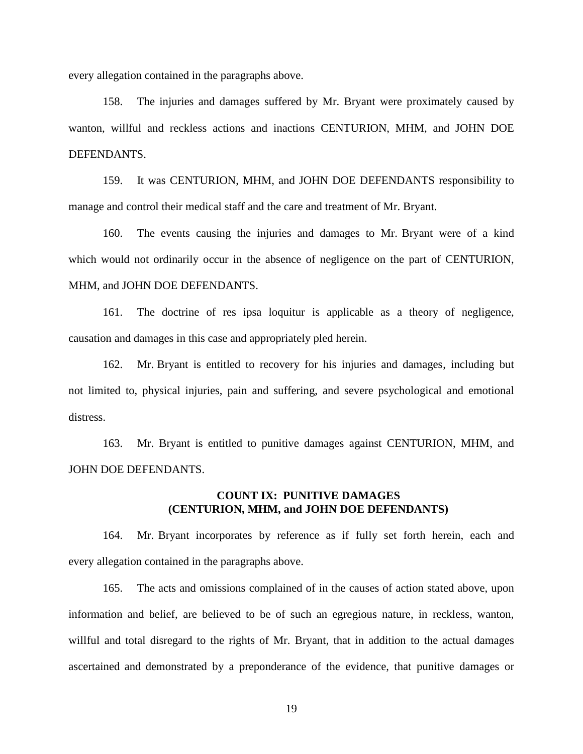every allegation contained in the paragraphs above.

158. The injuries and damages suffered by Mr. Bryant were proximately caused by wanton, willful and reckless actions and inactions CENTURION, MHM, and JOHN DOE DEFENDANTS.

159. It was CENTURION, MHM, and JOHN DOE DEFENDANTS responsibility to manage and control their medical staff and the care and treatment of Mr. Bryant.

160. The events causing the injuries and damages to Mr. Bryant were of a kind which would not ordinarily occur in the absence of negligence on the part of CENTURION, MHM, and JOHN DOE DEFENDANTS.

161. The doctrine of res ipsa loquitur is applicable as a theory of negligence, causation and damages in this case and appropriately pled herein.

162. Mr. Bryant is entitled to recovery for his injuries and damages, including but not limited to, physical injuries, pain and suffering, and severe psychological and emotional distress.

163. Mr. Bryant is entitled to punitive damages against CENTURION, MHM, and JOHN DOE DEFENDANTS.

**COUNT IX: PUNITIVE DAMAGES**
**(CENTURION, MHM, and JOHN DOE DEFENDANTS)**

164. Mr. Bryant incorporates by reference as if fully set forth herein, each and every allegation contained in the paragraphs above.

165. The acts and omissions complained of in the causes of action stated above, upon information and belief, are believed to be of such an egregious nature, in reckless, wanton, willful and total disregard to the rights of Mr. Bryant, that in addition to the actual damages ascertained and demonstrated by a preponderance of the evidence, that punitive damages or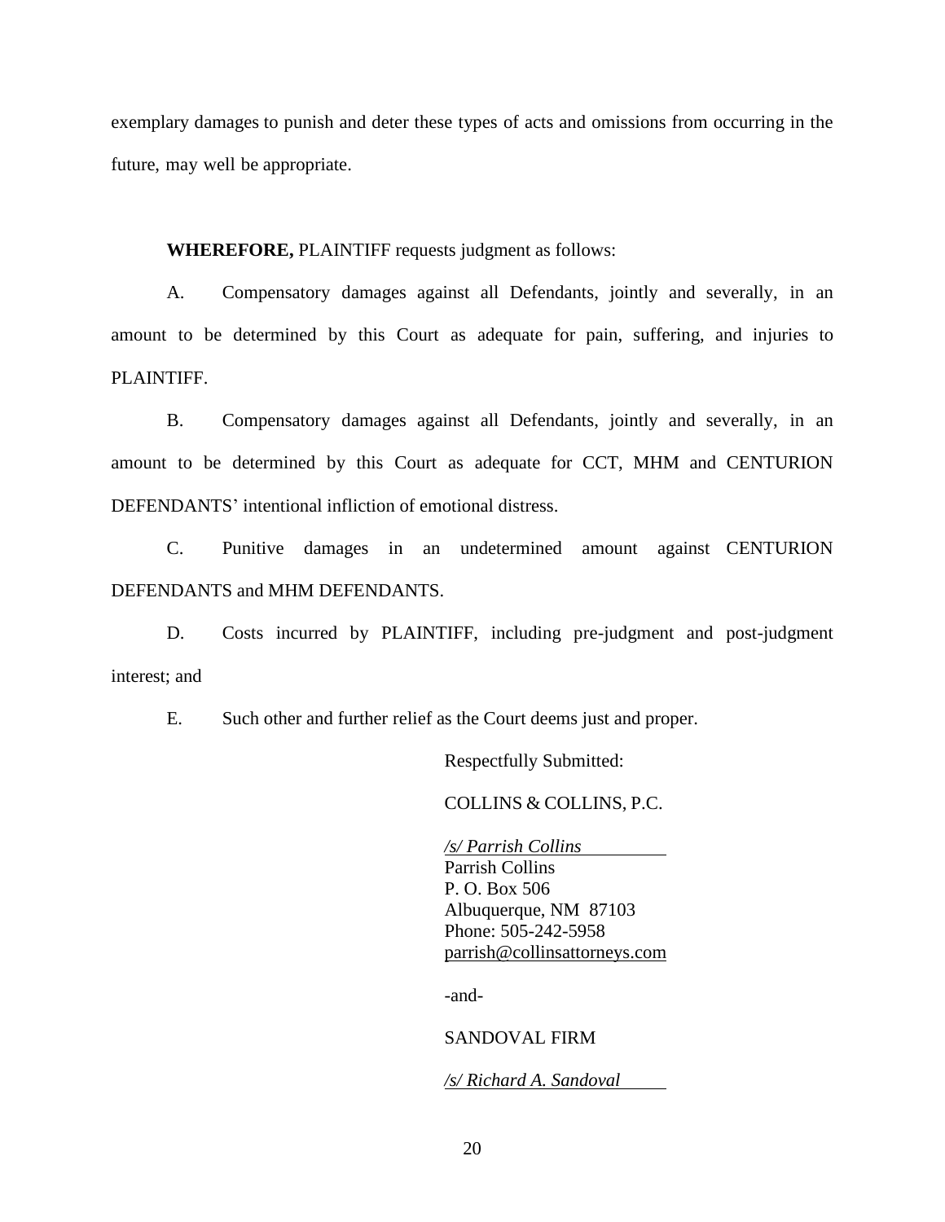exemplary damages to punish and deter these types of acts and omissions from occurring in the future, may well be appropriate.

**WHEREFORE,** PLAINTIFF requests judgment as follows:

A. Compensatory damages against all Defendants, jointly and severally, in an amount to be determined by this Court as adequate for pain, suffering, and injuries to PLAINTIFF.

B. Compensatory damages against all Defendants, jointly and severally, in an amount to be determined by this Court as adequate for CCT, MHM and CENTURION DEFENDANTS' intentional infliction of emotional distress.

C. Punitive damages in an undetermined amount against CENTURION DEFENDANTS and MHM DEFENDANTS.

D. Costs incurred by PLAINTIFF, including pre-judgment and post-judgment interest; and

E. Such other and further relief as the Court deems just and proper.

Respectfully Submitted:

COLLINS & COLLINS, P.C.

*/s/ Parrish Collins*
Parrish Collins
P. O. Box 506
Albuquerque, NM 87103
Phone: 505-242-5958
parrish@collinsattorneys.com

-and-

SANDOVAL FIRM

*/s/ Richard A. Sandoval*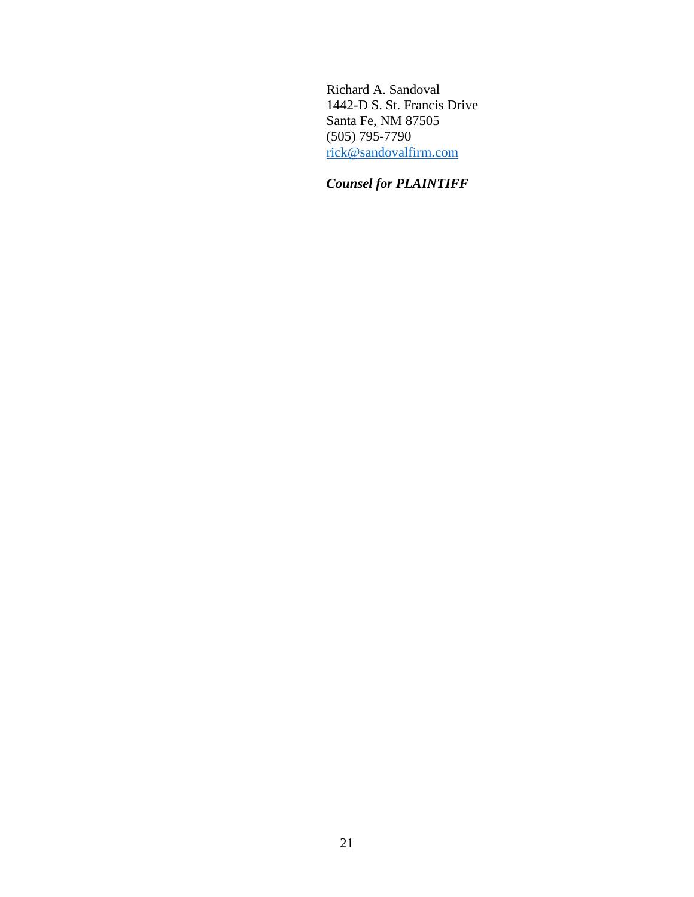Richard A. Sandoval
1442-D S. St. Francis Drive
Santa Fe, NM 87505
(505) 795-7790
rick@sandovalfirm.com

***Counsel for PLAINTIFF***